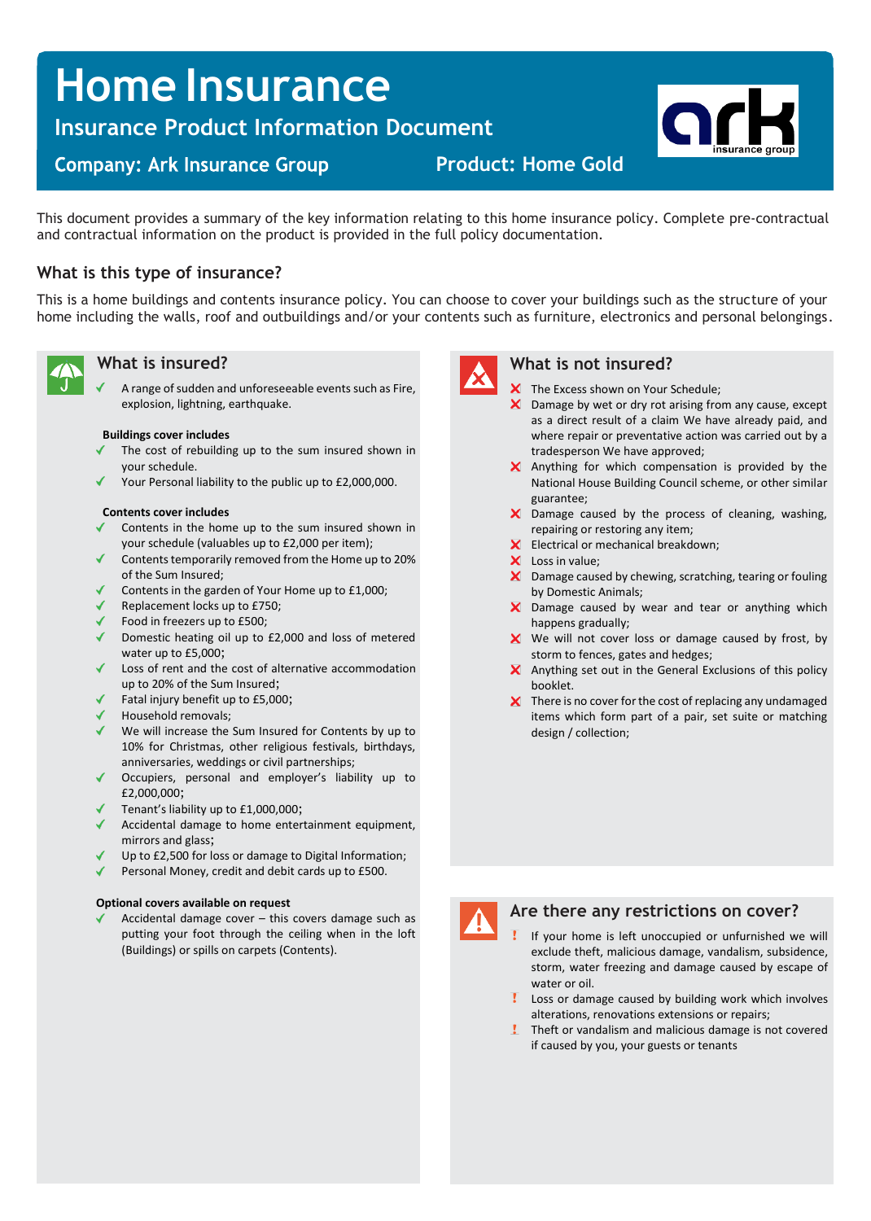# Home Insurance

## Insurance Product Information Document

**Company: Ark Insurance Group**

**Product: Home Gold**

This document provides a summary of the key information relating to this home insurance policy. Complete pre-contractual and contractual information on the product is provided in the full policy documentation.

### What is this type of insurance?

This is a home buildings and contents insurance policy. You can choose to cover your buildings such as the structure of your home including the walls, roof and outbuildings and/or your contents such as furniture, electronics and personal belongings.

### What is insured?

- ✓ A range of sudden and unforeseeable events such as Fire, explosion, lightning, earthquake.

**Buildings cover includes**

- ✓ The cost of rebuilding up to the sum insured shown in your schedule.
- ✓ Your Personal liability to the public up to £2,000,000.

**Contents cover includes**

- ✓ Contents in the home up to the sum insured shown in your schedule (valuables up to £2,000 per item);
- ✓ Contents temporarily removed from the Home up to 20% of the Sum Insured;
- ✓ Contents in the garden of Your Home up to £1,000;
- ✓ Replacement locks up to £750;
- ✓ Food in freezers up to £500;
- ✓ Domestic heating oil up to £2,000 and loss of metered water up to £5,000;
- ✓ Loss of rent and the cost of alternative accommodation up to 20% of the Sum Insured;
- ✓ Fatal injury benefit up to £5,000;
- ✓ Household removals;
- ✓ We will increase the Sum Insured for Contents by up to 10% for Christmas, other religious festivals, birthdays, anniversaries, weddings or civil partnerships;
- ✓ Occupiers, personal and employer's liability up to £2,000,000;
- ✓ Tenant's liability up to £1,000,000;
- ✓ Accidental damage to home entertainment equipment, mirrors and glass;
- ✓ Up to £2,500 for loss or damage to Digital Information;
- ✓ Personal Money, credit and debit cards up to £500.

**Optional covers available on request**

- ✓ Accidental damage cover – this covers damage such as putting your foot through the ceiling when in the loft (Buildings) or spills on carpets (Contents).

### What is not insured?

- ✗ The Excess shown on Your Schedule;
- ✗ Damage by wet or dry rot arising from any cause, except as a direct result of a claim We have already paid, and where repair or preventative action was carried out by a tradesperson We have approved;
- ✗ Anything for which compensation is provided by the National House Building Council scheme, or other similar guarantee;
- ✗ Damage caused by the process of cleaning, washing, repairing or restoring any item;
- ✗ Electrical or mechanical breakdown;
- ✗ Loss in value;
- ✗ Damage caused by chewing, scratching, tearing or fouling by Domestic Animals;
- ✗ Damage caused by wear and tear or anything which happens gradually;
- ✗ We will not cover loss or damage caused by frost, by storm to fences, gates and hedges;
- ✗ Anything set out in the General Exclusions of this policy booklet.
- ✗ There is no cover for the cost of replacing any undamaged items which form part of a pair, set suite or matching design / collection;

### Are there any restrictions on cover?

- ! If your home is left unoccupied or unfurnished we will exclude theft, malicious damage, vandalism, subsidence, storm, water freezing and damage caused by escape of water or oil.
- ! Loss or damage caused by building work which involves alterations, renovations extensions or repairs;
- ! Theft or vandalism and malicious damage is not covered if caused by you, your guests or tenants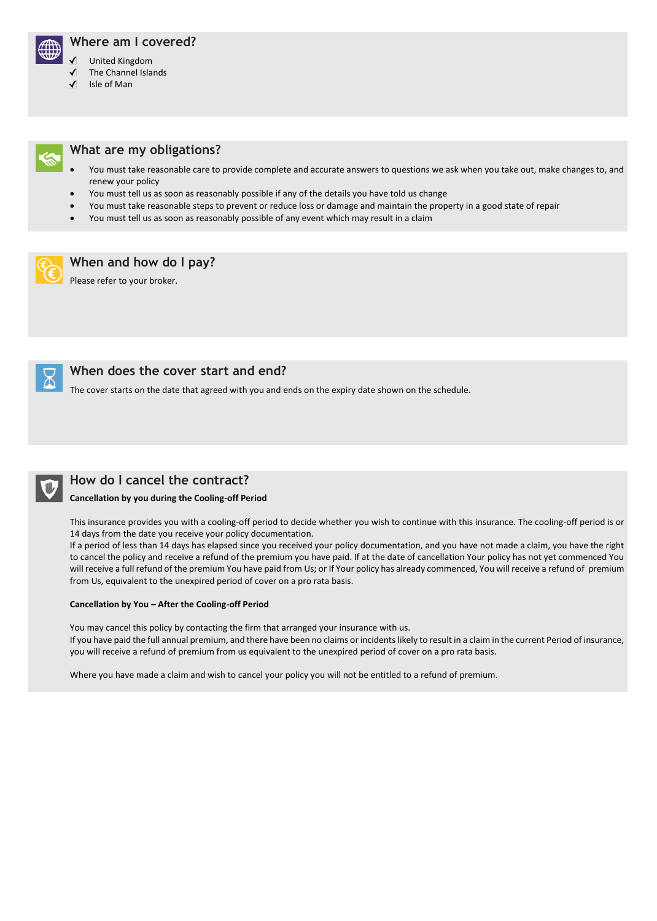## Where am I covered?

- ✓ United Kingdom
- ✓ The Channel Islands
- ✓ Isle of Man

## What are my obligations?

- You must take reasonable care to provide complete and accurate answers to questions we ask when you take out, make changes to, and renew your policy
- You must tell us as soon as reasonably possible if any of the details you have told us change
- You must take reasonable steps to prevent or reduce loss or damage and maintain the property in a good state of repair
- You must tell us as soon as reasonably possible of any event which may result in a claim

## When and how do I pay?

Please refer to your broker.

## When does the cover start and end?

The cover starts on the date that agreed with you and ends on the expiry date shown on the schedule.

## How do I cancel the contract?

**Cancellation by you during the Cooling-off Period**

This insurance provides you with a cooling-off period to decide whether you wish to continue with this insurance. The cooling-off period is or 14 days from the date you receive your policy documentation.
If a period of less than 14 days has elapsed since you received your policy documentation, and you have not made a claim, you have the right to cancel the policy and receive a refund of the premium you have paid. If at the date of cancellation Your policy has not yet commenced You will receive a full refund of the premium You have paid from Us; or If Your policy has already commenced, You will receive a refund of premium from Us, equivalent to the unexpired period of cover on a pro rata basis.

**Cancellation by You – After the Cooling-off Period**

You may cancel this policy by contacting the firm that arranged your insurance with us.
If you have paid the full annual premium, and there have been no claims or incidents likely to result in a claim in the current Period of insurance, you will receive a refund of premium from us equivalent to the unexpired period of cover on a pro rata basis.

Where you have made a claim and wish to cancel your policy you will not be entitled to a refund of premium.